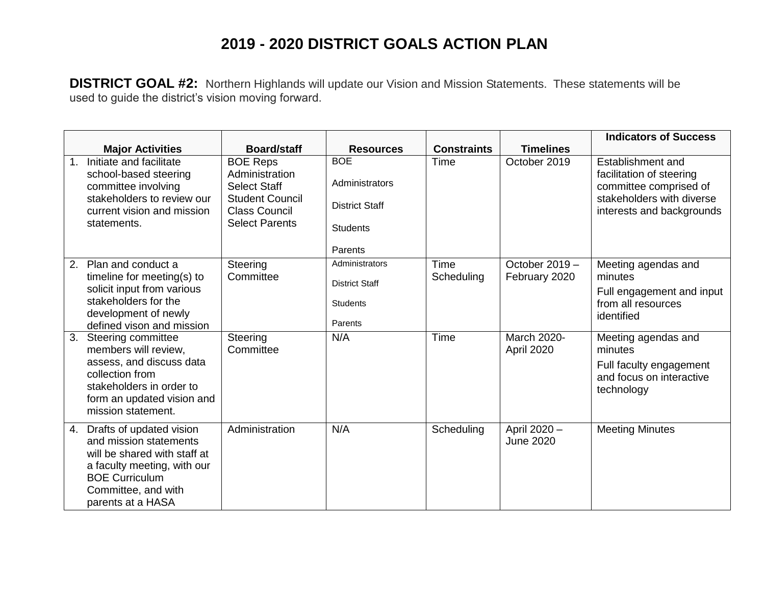# 2019 - 2020 DISTRICT GOALS ACTION PLAN

**DISTRICT GOAL #2:** Northern Highlands will update our Vision and Mission Statements. These statements will be used to guide the district's vision moving forward.

| Major Activities | Board/staff | Resources | Constraints | Timelines | Indicators of Success |
|---|---|---|---|---|---|
| 1. Initiate and facilitate school-based steering committee involving stakeholders to review our current vision and mission statements. | BOE Reps<br>Administration<br>Select Staff<br>Student Council<br>Class Council<br>Select Parents | BOE<br>Administrators<br>District Staff<br>Students<br>Parents | Time | October 2019 | Establishment and facilitation of steering committee comprised of stakeholders with diverse interests and backgrounds |
| 2. Plan and conduct a timeline for meeting(s) to solicit input from various stakeholders for the development of newly defined vison and mission | Steering Committee | Administrators<br>District Staff<br>Students<br>Parents | Time<br>Scheduling | October 2019 – February 2020 | Meeting agendas and minutes<br>Full engagement and input from all resources identified |
| 3. Steering committee members will review, assess, and discuss data collection from stakeholders in order to form an updated vision and mission statement. | Steering Committee | N/A | Time | March 2020-April 2020 | Meeting agendas and minutes<br>Full faculty engagement and focus on interactive technology |
| 4. Drafts of updated vision and mission statements will be shared with staff at a faculty meeting, with our BOE Curriculum Committee, and with parents at a HASA | Administration | N/A | Scheduling | April 2020 – June 2020 | Meeting Minutes |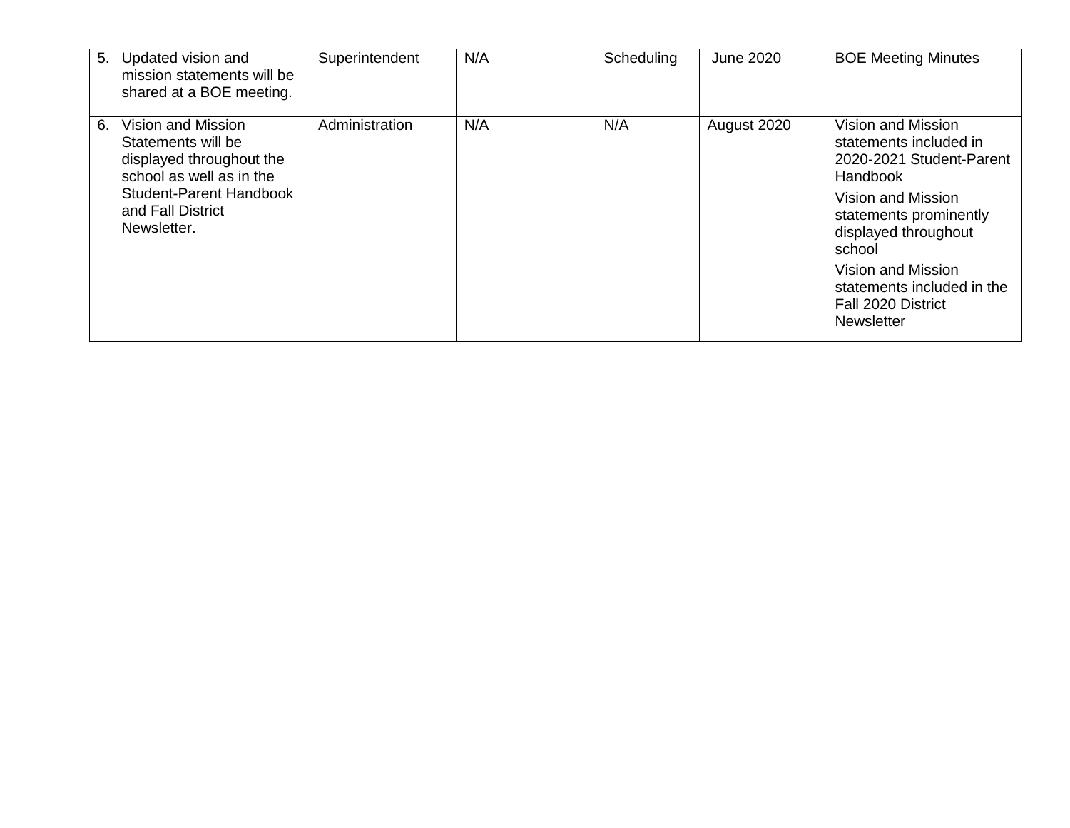| | | | | | |
|---|---|---|---|---|---|
| 5. Updated vision and mission statements will be shared at a BOE meeting. | Superintendent | N/A | Scheduling | June 2020 | BOE Meeting Minutes |
| 6. Vision and Mission Statements will be displayed throughout the school as well as in the Student-Parent Handbook and Fall District Newsletter. | Administration | N/A | N/A | August 2020 | Vision and Mission statements included in 2020-2021 Student-Parent Handbook<br><br>Vision and Mission statements prominently displayed throughout school<br><br>Vision and Mission statements included in the Fall 2020 District Newsletter |